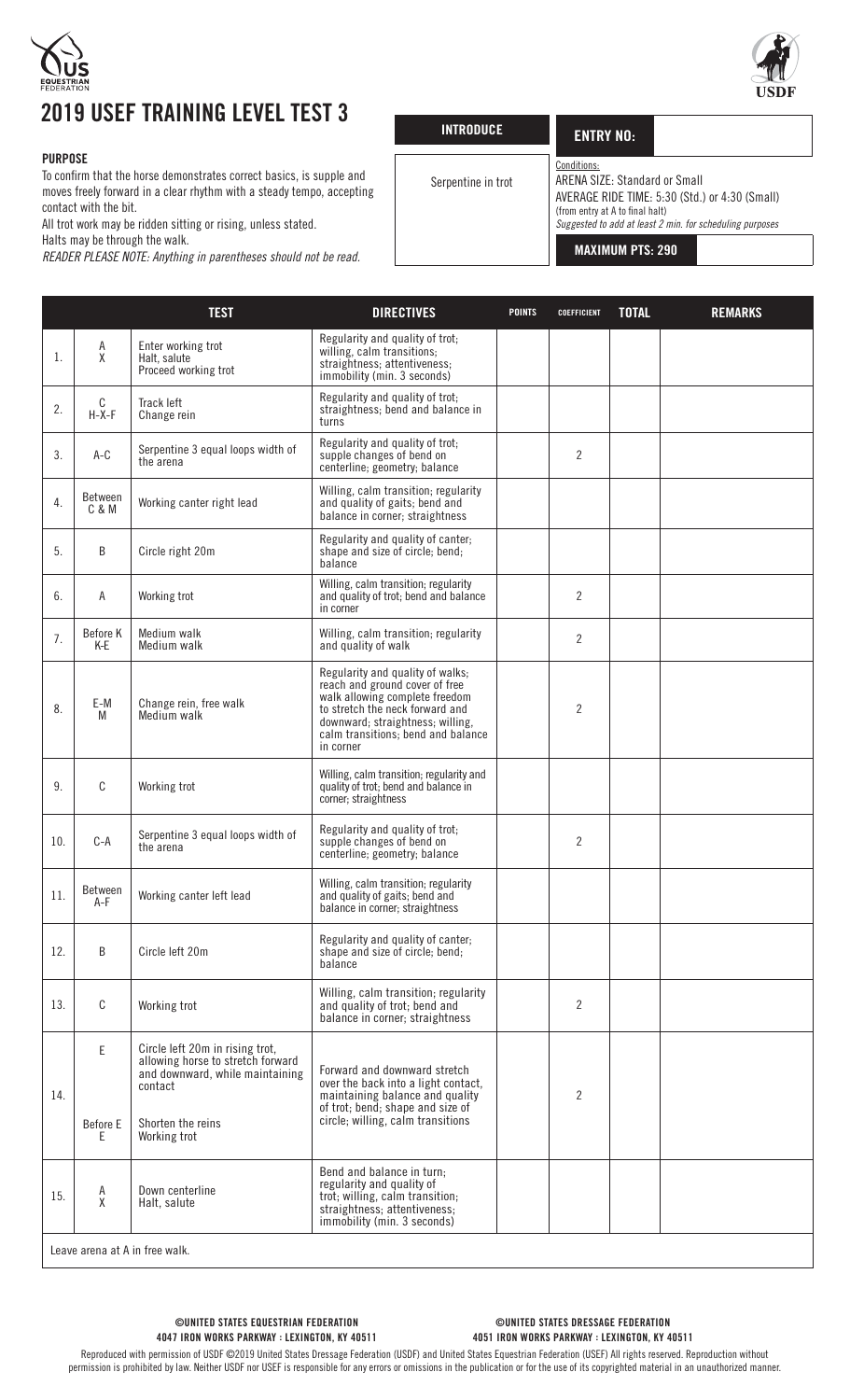# 2019 USEF TRAINING LEVEL TEST 3

**PURPOSE**

To confirm that the horse demonstrates correct basics, is supple and moves freely forward in a clear rhythm with a steady tempo, accepting contact with the bit.

All trot work may be ridden sitting or rising, unless stated.

Halts may be through the walk.

*READER PLEASE NOTE: Anything in parentheses should not be read.*

| INTRODUCE | ENTRY NO: |
|---|---|
| Serpentine in trot | Conditions: ARENA SIZE: Standard or Small<br>AVERAGE RIDE TIME: 5:30 (Std.) or 4:30 (Small) (from entry at A to final halt)<br>*Suggested to add at least 2 min. for scheduling purposes* |
| | **MAXIMUM PTS: 290** |

| | | TEST | DIRECTIVES | POINTS | COEFFICIENT | TOTAL | REMARKS |
|---|---|---|---|---|---|---|---|
| 1. | A<br>X | Enter working trot<br>Halt, salute<br>Proceed working trot | Regularity and quality of trot; willing, calm transitions; straightness; attentiveness; immobility (min. 3 seconds) | | | | |
| 2. | C<br>H-X-F | Track left<br>Change rein | Regularity and quality of trot; straightness; bend and balance in turns | | | | |
| 3. | A-C | Serpentine 3 equal loops width of the arena | Regularity and quality of trot; supple changes of bend on centerline; geometry; balance | | 2 | | |
| 4. | Between C & M | Working canter right lead | Willing, calm transition; regularity and quality of gaits; bend and balance in corner; straightness | | | | |
| 5. | B | Circle right 20m | Regularity and quality of canter; shape and size of circle; bend; balance | | | | |
| 6. | A | Working trot | Willing, calm transition; regularity and quality of trot; bend and balance in corner | | 2 | | |
| 7. | Before K<br>K-E | Medium walk<br>Medium walk | Willing, calm transition; regularity and quality of walk | | 2 | | |
| 8. | E-M<br>M | Change rein, free walk<br>Medium walk | Regularity and quality of walks; reach and ground cover of free walk allowing complete freedom to stretch the neck forward and downward; straightness; willing, calm transitions; bend and balance in corner | | 2 | | |
| 9. | C | Working trot | Willing, calm transition; regularity and quality of trot; bend and balance in corner; straightness | | | | |
| 10. | C-A | Serpentine 3 equal loops width of the arena | Regularity and quality of trot; supple changes of bend on centerline; geometry; balance | | 2 | | |
| 11. | Between A-F | Working canter left lead | Willing, calm transition; regularity and quality of gaits; bend and balance in corner; straightness | | | | |
| 12. | B | Circle left 20m | Regularity and quality of canter; shape and size of circle; bend; balance | | | | |
| 13. | C | Working trot | Willing, calm transition; regularity and quality of trot; bend and balance in corner; straightness | | 2 | | |
| 14. | E<br><br>Before E<br>E | Circle left 20m in rising trot, allowing horse to stretch forward and downward, while maintaining contact<br><br>Shorten the reins<br>Working trot | Forward and downward stretch over the back into a light contact, maintaining balance and quality of trot; bend; shape and size of circle; willing, calm transitions | | 2 | | |
| 15. | A<br>X | Down centerline<br>Halt, salute | Bend and balance in turn; regularity and quality of trot; willing, calm transition; straightness; attentiveness; immobility (min. 3 seconds) | | | | |

Leave arena at A in free walk.

**©UNITED STATES EQUESTRIAN FEDERATION**
**4047 IRON WORKS PARKWAY : LEXINGTON, KY 40511**

**©UNITED STATES DRESSAGE FEDERATION**
**4051 IRON WORKS PARKWAY : LEXINGTON, KY 40511**

Reproduced with permission of USDF ©2019 United States Dressage Federation (USDF) and United States Equestrian Federation (USEF) All rights reserved. Reproduction without permission is prohibited by law. Neither USDF nor USEF is responsible for any errors or omissions in the publication or for the use of its copyrighted material in an unauthorized manner.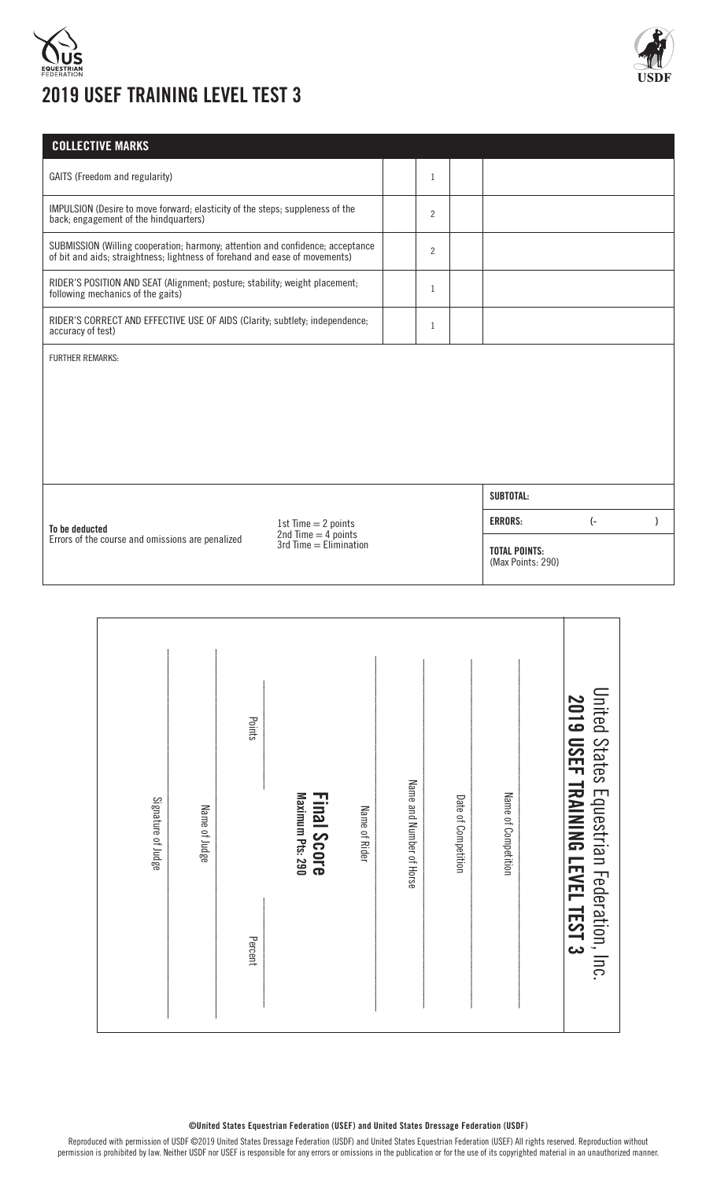# 2019 USEF TRAINING LEVEL TEST 3

| COLLECTIVE MARKS | | | | |
|---|---|---|---|---|
| GAITS (Freedom and regularity) | | 1 | | |
| IMPULSION (Desire to move forward; elasticity of the steps; suppleness of the back; engagement of the hindquarters) | | 2 | | |
| SUBMISSION (Willing cooperation; harmony; attention and confidence; acceptance of bit and aids; straightness; lightness of forehand and ease of movements) | | 2 | | |
| RIDER'S POSITION AND SEAT (Alignment; posture; stability; weight placement; following mechanics of the gaits) | | 1 | | |
| RIDER'S CORRECT AND EFFECTIVE USE OF AIDS (Clarity; subtlety; independence; accuracy of test) | | 1 | | |

FURTHER REMARKS:

| | | |
|---|---|---|
| | | SUBTOTAL: |
| **To be deducted**<br>Errors of the course and omissions are penalized | 1st Time = 2 points<br>2nd Time = 4 points<br>3rd Time = Elimination | ERRORS: (- ) |
| | | **TOTAL POINTS:**<br>(Max Points: 290) |

United States Equestrian Federation, Inc.

**2019 USEF TRAINING LEVEL TEST 3**

Name of Competition

Date of Competition

Name and Number of Horse

Name of Rider

**Final Score**
**Maximum Pts: 290**

Points

Percent

Name of Judge

Signature of Judge

**©United States Equestrian Federation (USEF) and United States Dressage Federation (USDF)**

Reproduced with permission of USDF ©2019 United States Dressage Federation (USDF) and United States Equestrian Federation (USEF) All rights reserved. Reproduction without permission is prohibited by law. Neither USDF nor USEF is responsible for any errors or omissions in the publication or for the use of its copyrighted material in an unauthorized manner.